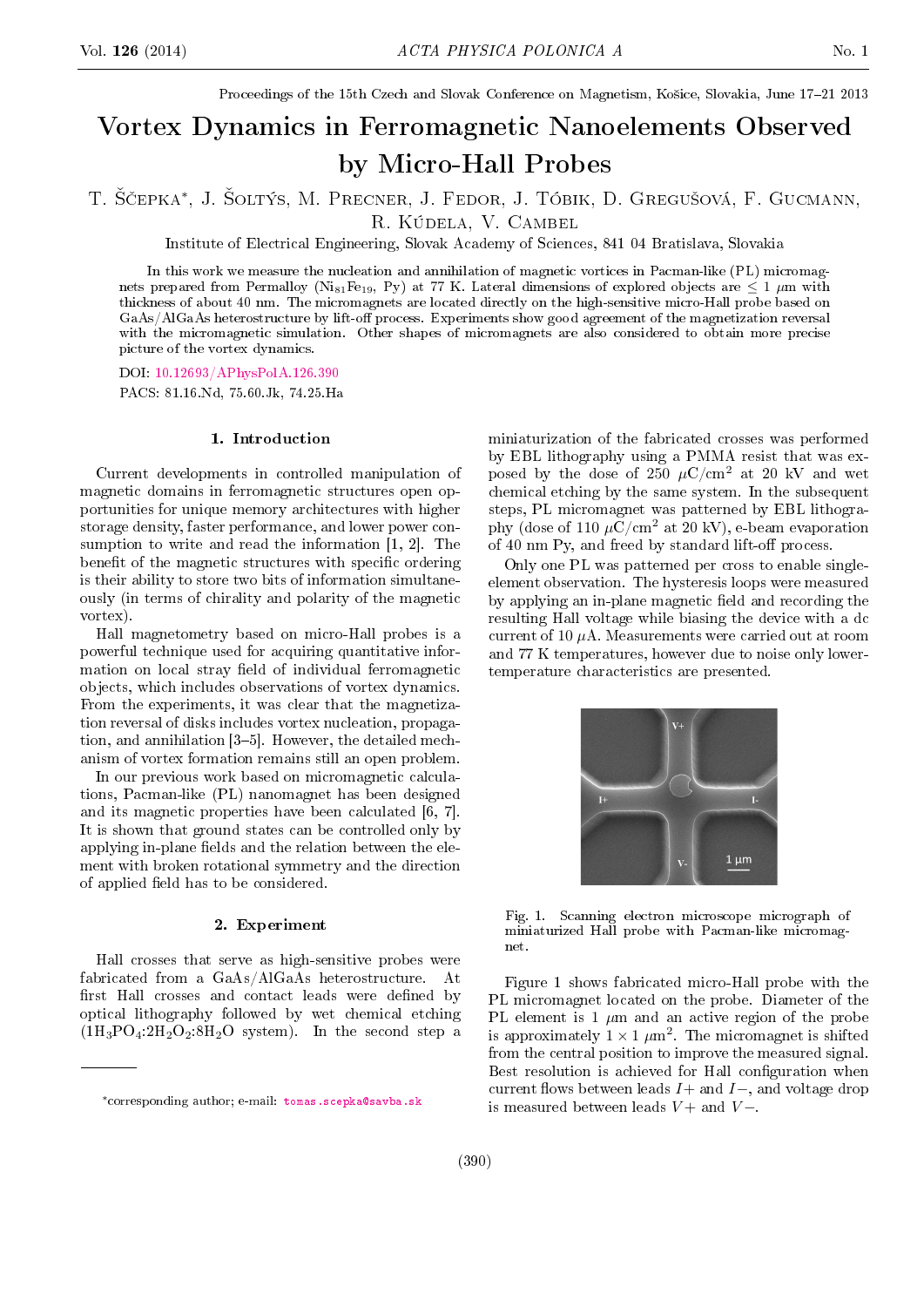Proceedings of the 15th Czech and Slovak Conference on Magnetism, Košice, Slovakia, June 17–21 2013

# Vortex Dynamics in Ferromagnetic Nanoelements Observed by Micro-Hall Probes

T. Ščepka*, J. Šoltýs, M. Precner, J. Fedor, J. Tóbik, D. Gregušová, F. Gucmann, R. Kúdela, V. Cambel

Institute of Electrical Engineering, Slovak Academy of Sciences, 841 04 Bratislava, Slovakia

In this work we measure the nucleation and annihilation of magnetic vortices in Pacman-like (PL) micromagnets prepared from Permalloy ($Ni_{81}Fe_{19}$, Py) at 77 K. Lateral dimensions of explored objects are $\leq 1$ $\mu$m with thickness of about 40 nm. The micromagnets are located directly on the high-sensitive micro-Hall probe based on GaAs/AlGaAs heterostructure by lift-off process. Experiments show good agreement of the magnetization reversal with the micromagnetic simulation. Other shapes of micromagnets are also considered to obtain more precise picture of the vortex dynamics.

DOI: 10.12693/APhysPolA.126.390

PACS: 81.16.Nd, 75.60.Jk, 74.25.Ha

## 1. Introduction

Current developments in controlled manipulation of magnetic domains in ferromagnetic structures open opportunities for unique memory architectures with higher storage density, faster performance, and lower power consumption to write and read the information [1, 2]. The benefit of the magnetic structures with specific ordering is their ability to store two bits of information simultaneously (in terms of chirality and polarity of the magnetic vortex).

Hall magnetometry based on micro-Hall probes is a powerful technique used for acquiring quantitative information on local stray field of individual ferromagnetic objects, which includes observations of vortex dynamics. From the experiments, it was clear that the magnetization reversal of disks includes vortex nucleation, propagation, and annihilation [3–5]. However, the detailed mechanism of vortex formation remains still an open problem.

In our previous work based on micromagnetic calculations, Pacman-like (PL) nanomagnet has been designed and its magnetic properties have been calculated [6, 7]. It is shown that ground states can be controlled only by applying in-plane fields and the relation between the element with broken rotational symmetry and the direction of applied field has to be considered.

## 2. Experiment

Hall crosses that serve as high-sensitive probes were fabricated from a GaAs/AlGaAs heterostructure. At first Hall crosses and contact leads were defined by optical lithography followed by wet chemical etching ($1H_3PO_4$:$2H_2O_2$:$8H_2O$ system). In the second step a miniaturization of the fabricated crosses was performed by EBL lithography using a PMMA resist that was exposed by the dose of 250 $\mu C/cm^2$ at 20 kV and wet chemical etching by the same system. In the subsequent steps, PL micromagnet was patterned by EBL lithography (dose of 110 $\mu C/cm^2$ at 20 kV), e-beam evaporation of 40 nm Py, and freed by standard lift-off process.

Only one PL was patterned per cross to enable single-element observation. The hysteresis loops were measured by applying an in-plane magnetic field and recording the resulting Hall voltage while biasing the device with a dc current of 10 $\mu$A. Measurements were carried out at room and 77 K temperatures, however due to noise only lower-temperature characteristics are presented.

Fig. 1. Scanning electron microscope micrograph of miniaturized Hall probe with Pacman-like micromagnet.

Figure 1 shows fabricated micro-Hall probe with the PL micromagnet located on the probe. Diameter of the PL element is 1 $\mu$m and an active region of the probe is approximately $1 \times 1$ $\mu m^2$. The micromagnet is shifted from the central position to improve the measured signal. Best resolution is achieved for Hall configuration when current flows between leads $I+$ and $I-$, and voltage drop is measured between leads $V+$ and $V-$.

*corresponding author; e-mail: tomas.scepka@savba.sk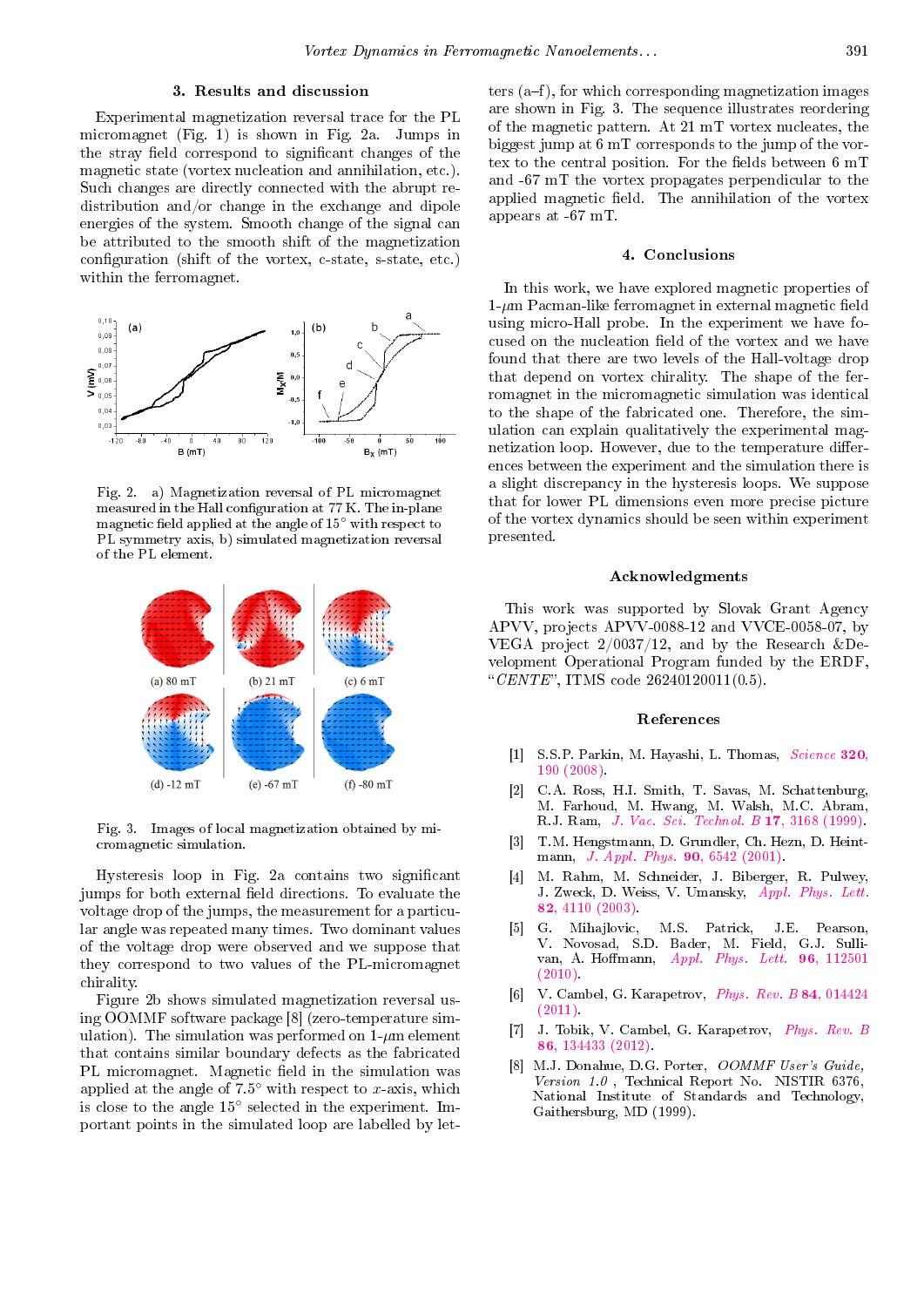## 3. Results and discussion

Experimental magnetization reversal trace for the PL micromagnet (Fig. 1) is shown in Fig. 2a. Jumps in the stray field correspond to significant changes of the magnetic state (vortex nucleation and annihilation, etc.). Such changes are directly connected with the abrupt redistribution and/or change in the exchange and dipole energies of the system. Smooth change of the signal can be attributed to the smooth shift of the magnetization configuration (shift of the vortex, c-state, s-state, etc.) within the ferromagnet.

(a)
V (mV)
0,10
0,09
0,08
0,07
0,06
0,05
0,04
0,03
-120 -80 -40 0 40 80 120
B (mT)

(b)
$M_x/M$
1,0
0,5
0,0
-0,5
-1,0
-100 -50 0 50 100
$B_x$ (mT)
a b c d e f

Fig. 2. a) Magnetization reversal of PL micromagnet measured in the Hall configuration at 77 K. The in-plane magnetic field applied at the angle of 15° with respect to PL symmetry axis, b) simulated magnetization reversal of the PL element.

(a) 80 mT
(b) 21 mT
(c) 6 mT
(d) -12 mT
(e) -67 mT
(f) -80 mT

Fig. 3. Images of local magnetization obtained by micromagnetic simulation.

Hysteresis loop in Fig. 2a contains two significant jumps for both external field directions. To evaluate the voltage drop of the jumps, the measurement for a particular angle was repeated many times. Two dominant values of the voltage drop were observed and we suppose that they correspond to two values of the PL-micromagnet chirality.

Figure 2b shows simulated magnetization reversal using OOMMF software package [8] (zero-temperature simulation). The simulation was performed on 1-$\mu$m element that contains similar boundary defects as the fabricated PL micromagnet. Magnetic field in the simulation was applied at the angle of 7.5° with respect to $x$-axis, which is close to the angle 15° selected in the experiment. Important points in the simulated loop are labelled by letters (a–f), for which corresponding magnetization images are shown in Fig. 3. The sequence illustrates reordering of the magnetic pattern. At 21 mT vortex nucleates, the biggest jump at 6 mT corresponds to the jump of the vortex to the central position. For the fields between 6 mT and -67 mT the vortex propagates perpendicular to the applied magnetic field. The annihilation of the vortex appears at -67 mT.

## 4. Conclusions

In this work, we have explored magnetic properties of 1-$\mu$m Pacman-like ferromagnet in external magnetic field using micro-Hall probe. In the experiment we have focused on the nucleation field of the vortex and we have found that there are two levels of the Hall-voltage drop that depend on vortex chirality. The shape of the ferromagnet in the micromagnetic simulation was identical to the shape of the fabricated one. Therefore, the simulation can explain qualitatively the experimental magnetization loop. However, due to the temperature differences between the experiment and the simulation there is a slight discrepancy in the hysteresis loops. We suppose that for lower PL dimensions even more precise picture of the vortex dynamics should be seen within experiment presented.

## Acknowledgments

This work was supported by Slovak Grant Agency APVV, projects APVV-0088-12 and VVCE-0058-07, by VEGA project 2/0037/12, and by the Research &Development Operational Program funded by the ERDF, "*CENTE*", ITMS code 26240120011(0.5).

## References

[1] S.S.P. Parkin, M. Hayashi, L. Thomas, *Science* **320**, 190 (2008).

[2] C.A. Ross, H.I. Smith, T. Savas, M. Schattenburg, M. Farhoud, M. Hwang, M. Walsh, M.C. Abram, R.J. Ram, *J. Vac. Sci. Technol. B* **17**, 3168 (1999).

[3] T.M. Hengstmann, D. Grundler, Ch. Hezn, D. Heitmann, *J. Appl. Phys.* **90**, 6542 (2001).

[4] M. Rahm, M. Schneider, J. Biberger, R. Pulwey, J. Zweck, D. Weiss, V. Umansky, *Appl. Phys. Lett.* **82**, 4110 (2003).

[5] G. Mihajlovic, M.S. Patrick, J.E. Pearson, V. Novosad, S.D. Bader, M. Field, G.J. Sullivan, A. Hoffmann, *Appl. Phys. Lett.* **96**, 112501 (2010).

[6] V. Cambel, G. Karapetrov, *Phys. Rev. B* **84**, 014424 (2011).

[7] J. Tobik, V. Cambel, G. Karapetrov, *Phys. Rev. B* **86**, 134433 (2012).

[8] M.J. Donahue, D.G. Porter, *OOMMF User's Guide, Version 1.0* , Technical Report No. NISTIR 6376, National Institute of Standards and Technology, Gaithersburg, MD (1999).